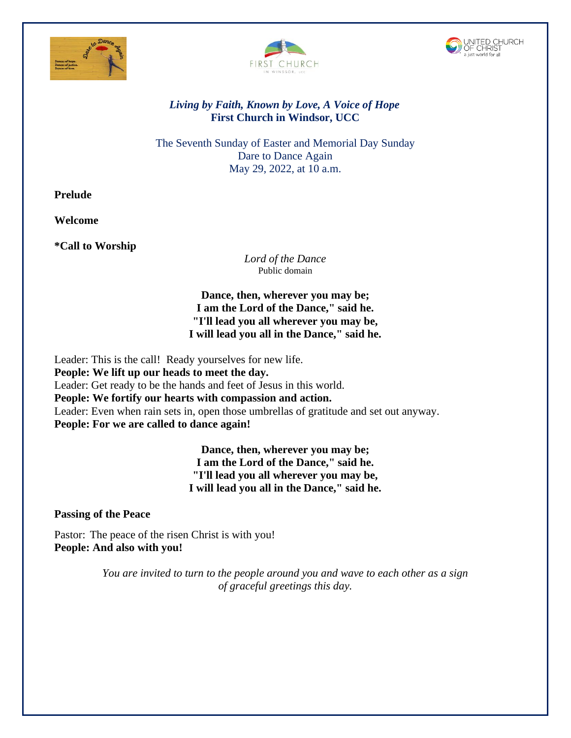*Living by Faith, Known by Love, A Voice of Hope*
**First Church in Windsor, UCC**

The Seventh Sunday of Easter and Memorial Day Sunday
Dare to Dance Again
May 29, 2022, at 10 a.m.

**Prelude**

**Welcome**

**\*Call to Worship**

*Lord of the Dance*
Public domain

**Dance, then, wherever you may be;**
**I am the Lord of the Dance," said he.**
**"I'll lead you all wherever you may be,**
**I will lead you all in the Dance," said he.**

Leader: This is the call! Ready yourselves for new life.
**People: We lift up our heads to meet the day.**
Leader: Get ready to be the hands and feet of Jesus in this world.
**People: We fortify our hearts with compassion and action.**
Leader: Even when rain sets in, open those umbrellas of gratitude and set out anyway.
**People: For we are called to dance again!**

**Dance, then, wherever you may be;**
**I am the Lord of the Dance," said he.**
**"I'll lead you all wherever you may be,**
**I will lead you all in the Dance," said he.**

**Passing of the Peace**

Pastor: The peace of the risen Christ is with you!
**People: And also with you!**

*You are invited to turn to the people around you and wave to each other as a sign of graceful greetings this day.*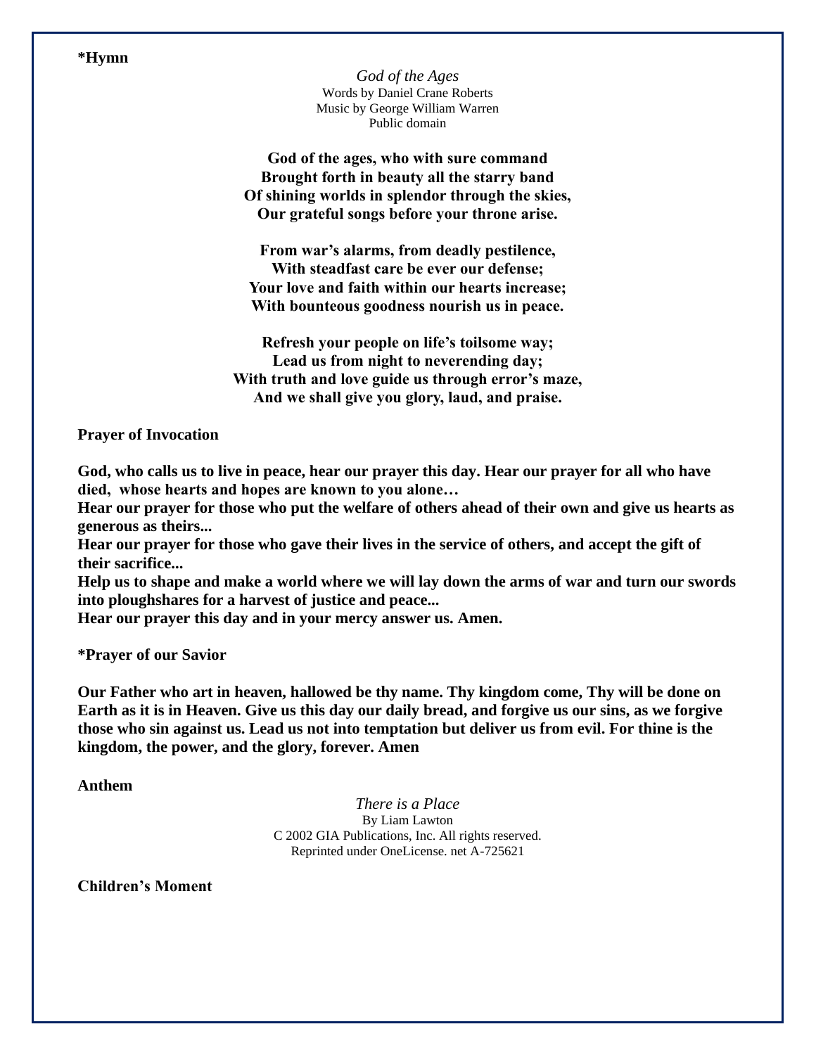**\*Hymn**

*God of the Ages*
Words by Daniel Crane Roberts
Music by George William Warren
Public domain

**God of the ages, who with sure command**
**Brought forth in beauty all the starry band**
**Of shining worlds in splendor through the skies,**
**Our grateful songs before your throne arise.**

**From war's alarms, from deadly pestilence,**
**With steadfast care be ever our defense;**
**Your love and faith within our hearts increase;**
**With bounteous goodness nourish us in peace.**

**Refresh your people on life's toilsome way;**
**Lead us from night to neverending day;**
**With truth and love guide us through error's maze,**
**And we shall give you glory, laud, and praise.**

**Prayer of Invocation**

**God, who calls us to live in peace, hear our prayer this day. Hear our prayer for all who have died, whose hearts and hopes are known to you alone…**
**Hear our prayer for those who put the welfare of others ahead of their own and give us hearts as generous as theirs...**
**Hear our prayer for those who gave their lives in the service of others, and accept the gift of their sacrifice...**
**Help us to shape and make a world where we will lay down the arms of war and turn our swords into ploughshares for a harvest of justice and peace...**
**Hear our prayer this day and in your mercy answer us. Amen.**

**\*Prayer of our Savior**

**Our Father who art in heaven, hallowed be thy name. Thy kingdom come, Thy will be done on Earth as it is in Heaven. Give us this day our daily bread, and forgive us our sins, as we forgive those who sin against us. Lead us not into temptation but deliver us from evil. For thine is the kingdom, the power, and the glory, forever. Amen**

**Anthem**

*There is a Place*
By Liam Lawton
C 2002 GIA Publications, Inc. All rights reserved.
Reprinted under OneLicense. net A-725621

**Children's Moment**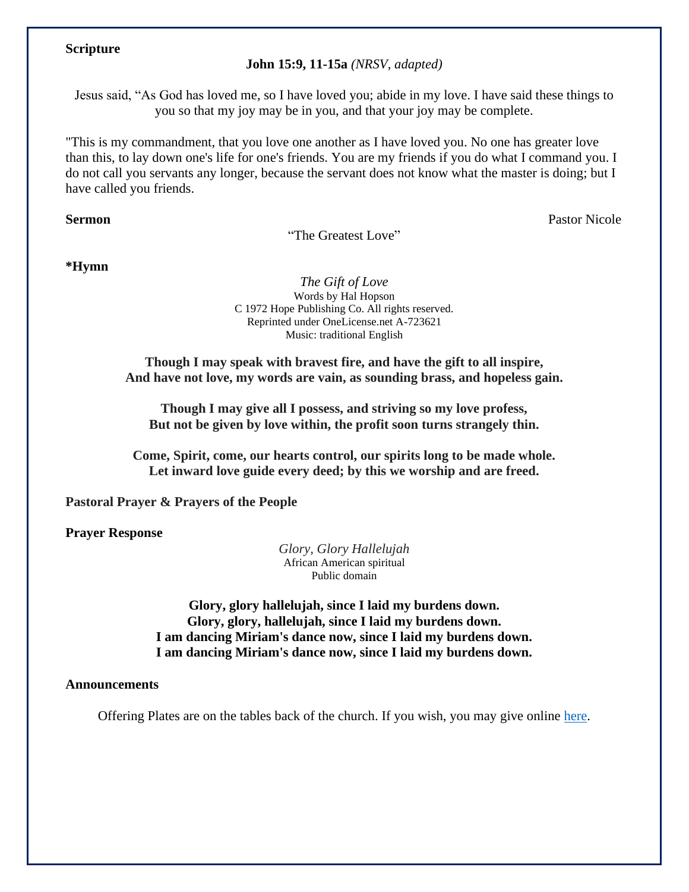**Scripture**

**John 15:9, 11-15a** *(NRSV, adapted)*

Jesus said, “As God has loved me, so I have loved you; abide in my love. I have said these things to you so that my joy may be in you, and that your joy may be complete.

"This is my commandment, that you love one another as I have loved you. No one has greater love than this, to lay down one's life for one's friends. You are my friends if you do what I command you. I do not call you servants any longer, because the servant does not know what the master is doing; but I have called you friends.

**Sermon** Pastor Nicole

“The Greatest Love”

***Hymn**

*The Gift of Love*
Words by Hal Hopson
C 1972 Hope Publishing Co. All rights reserved.
Reprinted under OneLicense.net A-723621
Music: traditional English

**Though I may speak with bravest fire, and have the gift to all inspire,**
**And have not love, my words are vain, as sounding brass, and hopeless gain.**

**Though I may give all I possess, and striving so my love profess,**
**But not be given by love within, the profit soon turns strangely thin.**

**Come, Spirit, come, our hearts control, our spirits long to be made whole.**
**Let inward love guide every deed; by this we worship and are freed.**

**Pastoral Prayer & Prayers of the People**

**Prayer Response**

*Glory, Glory Hallelujah*
African American spiritual
Public domain

**Glory, glory hallelujah, since I laid my burdens down.**
**Glory, glory, hallelujah, since I laid my burdens down.**
**I am dancing Miriam's dance now, since I laid my burdens down.**
**I am dancing Miriam's dance now, since I laid my burdens down.**

**Announcements**

Offering Plates are on the tables back of the church. If you wish, you may give online here.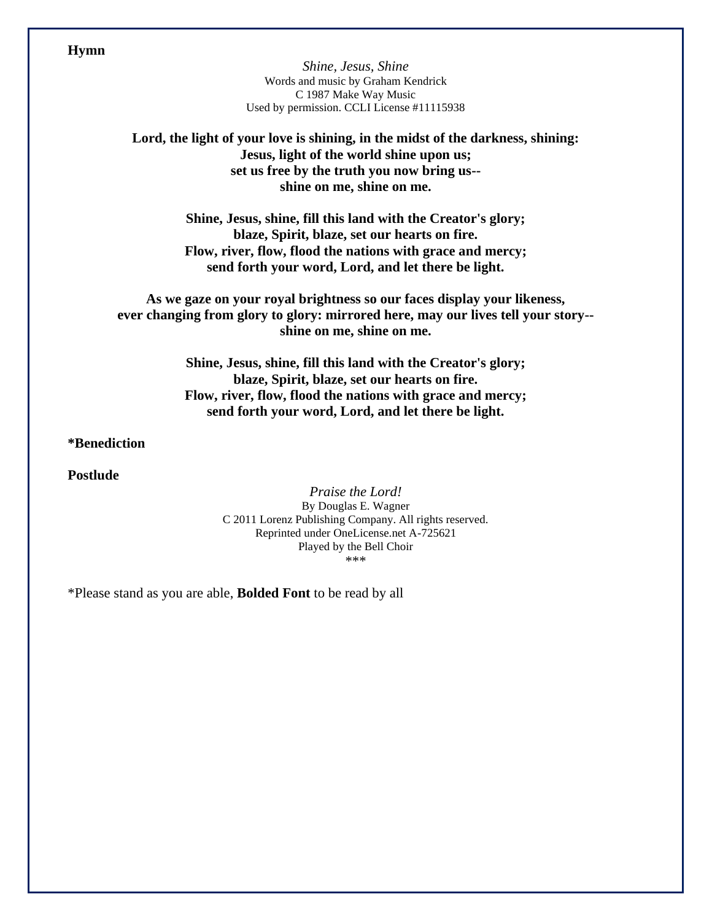**Hymn**

*Shine, Jesus, Shine*
Words and music by Graham Kendrick
C 1987 Make Way Music
Used by permission. CCLI License #11115938

**Lord, the light of your love is shining, in the midst of the darkness, shining:**
**Jesus, light of the world shine upon us;**
**set us free by the truth you now bring us--**
**shine on me, shine on me.**

**Shine, Jesus, shine, fill this land with the Creator's glory;**
**blaze, Spirit, blaze, set our hearts on fire.**
**Flow, river, flow, flood the nations with grace and mercy;**
**send forth your word, Lord, and let there be light.**

**As we gaze on your royal brightness so our faces display your likeness,**
**ever changing from glory to glory: mirrored here, may our lives tell your story--**
**shine on me, shine on me.**

**Shine, Jesus, shine, fill this land with the Creator's glory;**
**blaze, Spirit, blaze, set our hearts on fire.**
**Flow, river, flow, flood the nations with grace and mercy;**
**send forth your word, Lord, and let there be light.**

**\*Benediction**

**Postlude**

*Praise the Lord!*
By Douglas E. Wagner
C 2011 Lorenz Publishing Company. All rights reserved.
Reprinted under OneLicense.net A-725621
Played by the Bell Choir
\*\*\*

\*Please stand as you are able, **Bolded Font** to be read by all